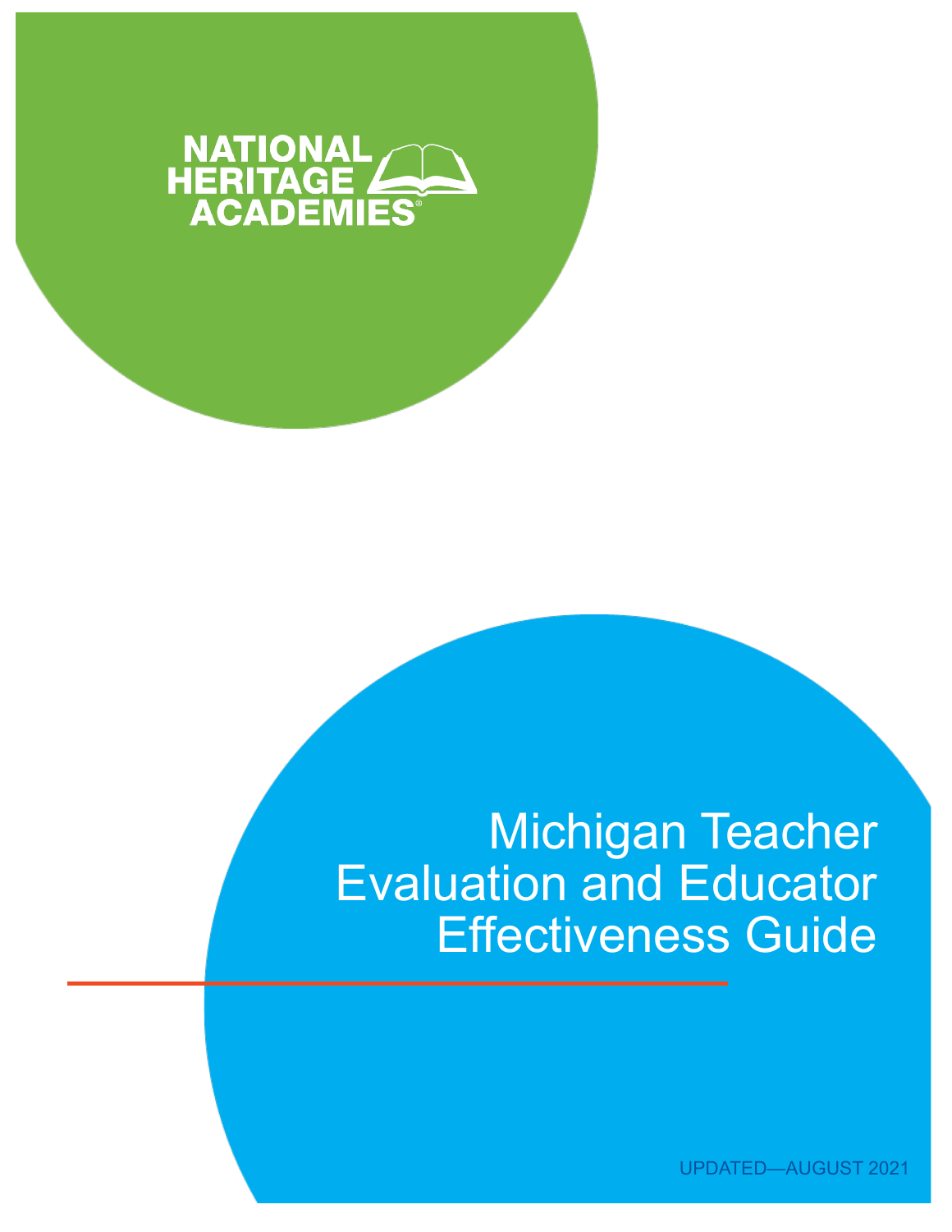NATIONAL HERITAGE ACADEMIES®

# Michigan Teacher Evaluation and Educator Effectiveness Guide

UPDATED—AUGUST 2021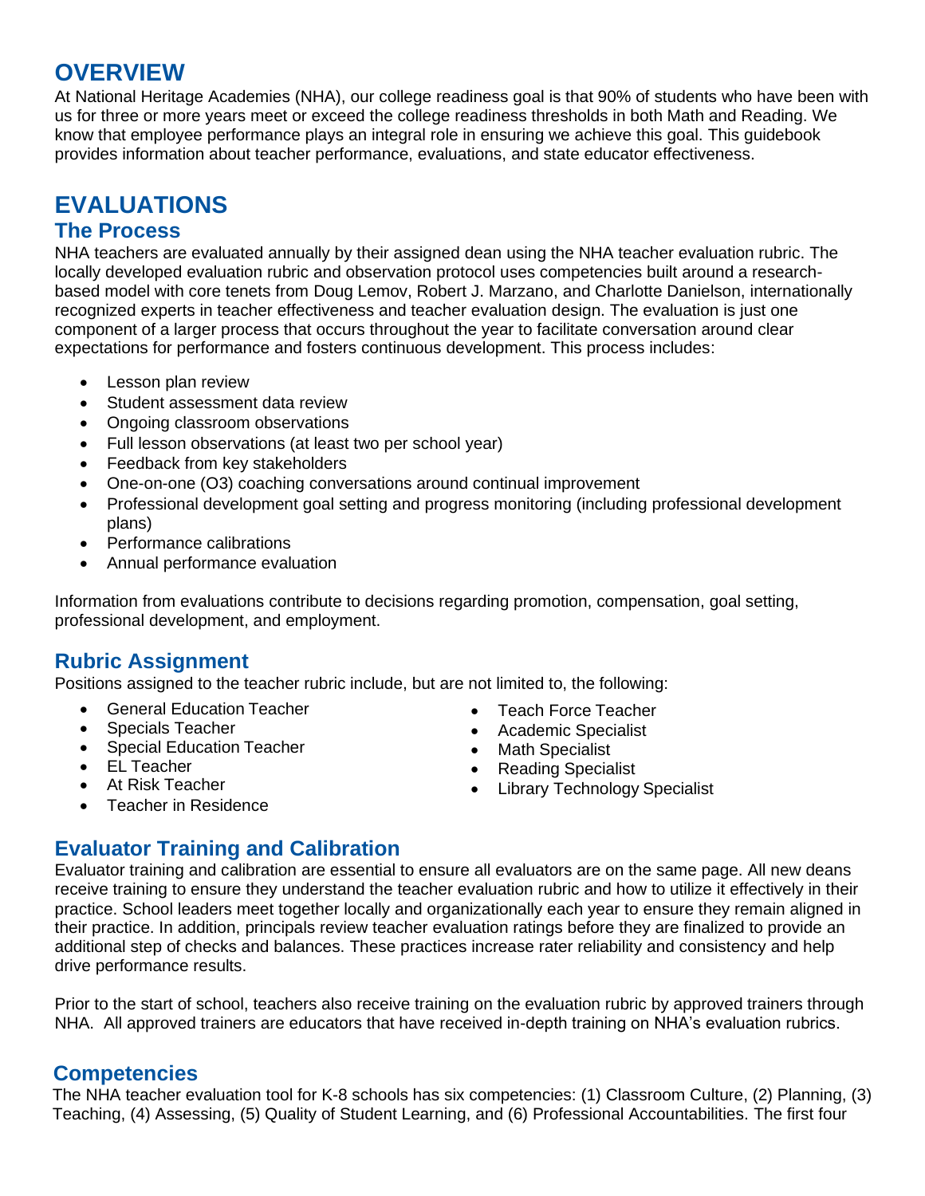# OVERVIEW

At National Heritage Academies (NHA), our college readiness goal is that 90% of students who have been with us for three or more years meet or exceed the college readiness thresholds in both Math and Reading. We know that employee performance plays an integral role in ensuring we achieve this goal. This guidebook provides information about teacher performance, evaluations, and state educator effectiveness.

# EVALUATIONS

## The Process

NHA teachers are evaluated annually by their assigned dean using the NHA teacher evaluation rubric. The locally developed evaluation rubric and observation protocol uses competencies built around a research-based model with core tenets from Doug Lemov, Robert J. Marzano, and Charlotte Danielson, internationally recognized experts in teacher effectiveness and teacher evaluation design. The evaluation is just one component of a larger process that occurs throughout the year to facilitate conversation around clear expectations for performance and fosters continuous development. This process includes:

- Lesson plan review
- Student assessment data review
- Ongoing classroom observations
- Full lesson observations (at least two per school year)
- Feedback from key stakeholders
- One-on-one (O3) coaching conversations around continual improvement
- Professional development goal setting and progress monitoring (including professional development plans)
- Performance calibrations
- Annual performance evaluation

Information from evaluations contribute to decisions regarding promotion, compensation, goal setting, professional development, and employment.

## Rubric Assignment

Positions assigned to the teacher rubric include, but are not limited to, the following:

- General Education Teacher
- Specials Teacher
- Special Education Teacher
- EL Teacher
- At Risk Teacher
- Teacher in Residence
- Teach Force Teacher
- Academic Specialist
- Math Specialist
- Reading Specialist
- Library Technology Specialist

## Evaluator Training and Calibration

Evaluator training and calibration are essential to ensure all evaluators are on the same page. All new deans receive training to ensure they understand the teacher evaluation rubric and how to utilize it effectively in their practice. School leaders meet together locally and organizationally each year to ensure they remain aligned in their practice. In addition, principals review teacher evaluation ratings before they are finalized to provide an additional step of checks and balances. These practices increase rater reliability and consistency and help drive performance results.

Prior to the start of school, teachers also receive training on the evaluation rubric by approved trainers through NHA. All approved trainers are educators that have received in-depth training on NHA's evaluation rubrics.

## Competencies

The NHA teacher evaluation tool for K-8 schools has six competencies: (1) Classroom Culture, (2) Planning, (3) Teaching, (4) Assessing, (5) Quality of Student Learning, and (6) Professional Accountabilities. The first four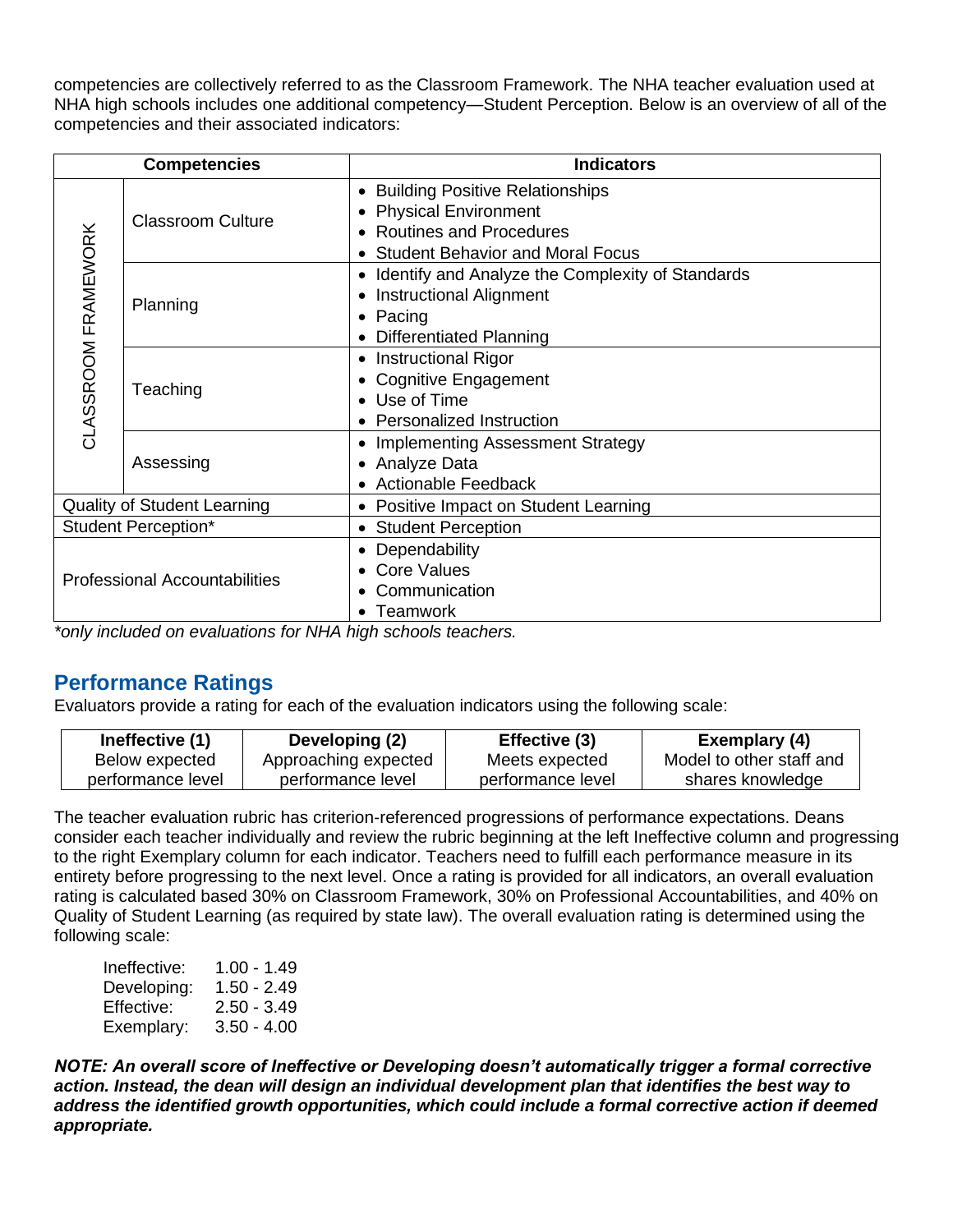competencies are collectively referred to as the Classroom Framework. The NHA teacher evaluation used at NHA high schools includes one additional competency—Student Perception. Below is an overview of all of the competencies and their associated indicators:

| Competencies | | Indicators |
|---|---|---|
| CLASSROOM FRAMEWORK | Classroom Culture | • Building Positive Relationships<br>• Physical Environment<br>• Routines and Procedures<br>• Student Behavior and Moral Focus |
| | Planning | • Identify and Analyze the Complexity of Standards<br>• Instructional Alignment<br>• Pacing<br>• Differentiated Planning |
| | Teaching | • Instructional Rigor<br>• Cognitive Engagement<br>• Use of Time<br>• Personalized Instruction |
| | Assessing | • Implementing Assessment Strategy<br>• Analyze Data<br>• Actionable Feedback |
| Quality of Student Learning | | • Positive Impact on Student Learning |
| Student Perception* | | • Student Perception |
| Professional Accountabilities | | • Dependability<br>• Core Values<br>• Communication<br>• Teamwork |

*only included on evaluations for NHA high schools teachers.*

## Performance Ratings

Evaluators provide a rating for each of the evaluation indicators using the following scale:

| Ineffective (1) | Developing (2) | Effective (3) | Exemplary (4) |
|---|---|---|---|
| Below expected performance level | Approaching expected performance level | Meets expected performance level | Model to other staff and shares knowledge |

The teacher evaluation rubric has criterion-referenced progressions of performance expectations. Deans consider each teacher individually and review the rubric beginning at the left Ineffective column and progressing to the right Exemplary column for each indicator. Teachers need to fulfill each performance measure in its entirety before progressing to the next level. Once a rating is provided for all indicators, an overall evaluation rating is calculated based 30% on Classroom Framework, 30% on Professional Accountabilities, and 40% on Quality of Student Learning (as required by state law). The overall evaluation rating is determined using the following scale:

- Ineffective: 1.00 - 1.49
- Developing: 1.50 - 2.49
- Effective: 2.50 - 3.49
- Exemplary: 3.50 - 4.00

***NOTE: An overall score of Ineffective or Developing doesn't automatically trigger a formal corrective action. Instead, the dean will design an individual development plan that identifies the best way to address the identified growth opportunities, which could include a formal corrective action if deemed appropriate.***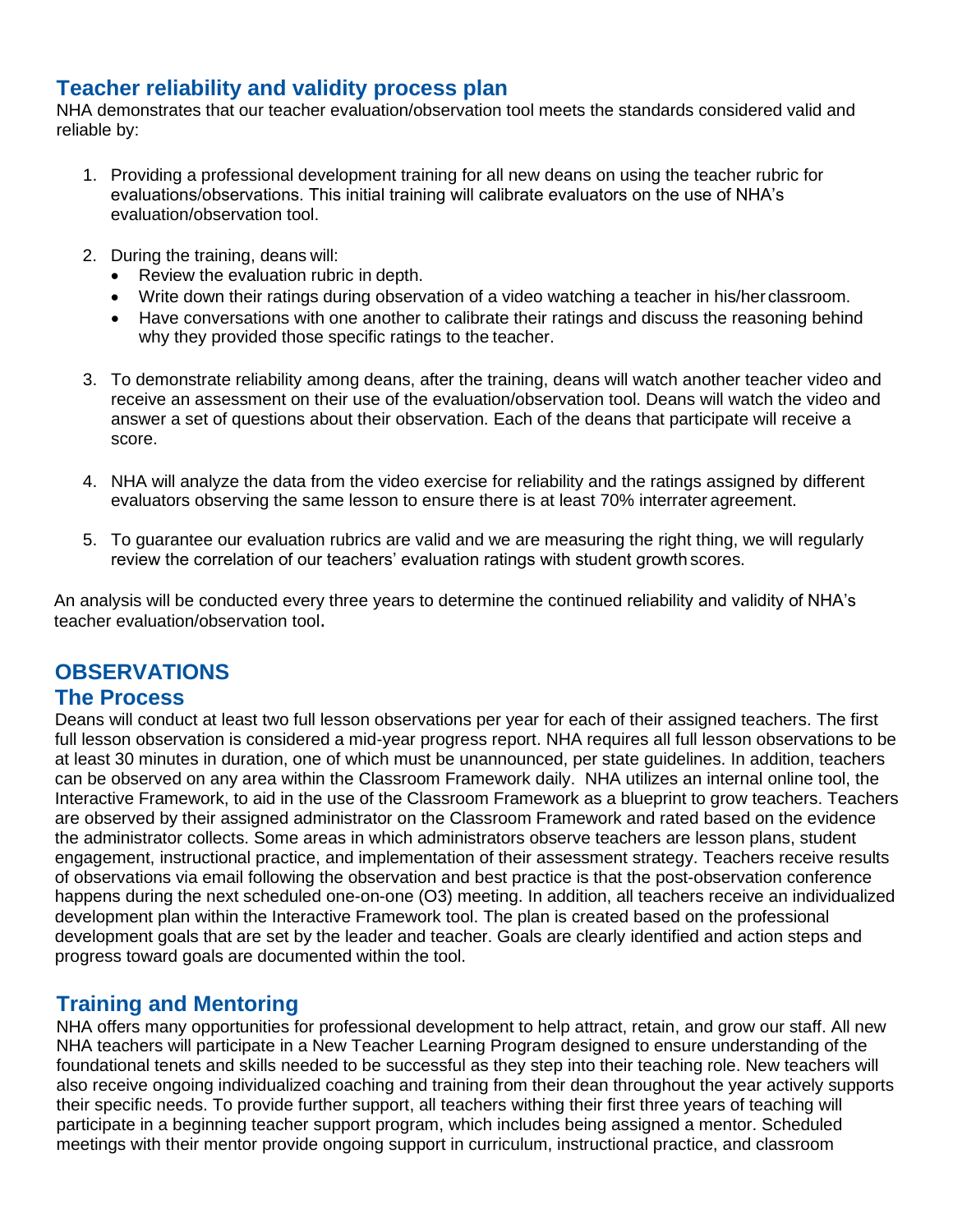## Teacher reliability and validity process plan

NHA demonstrates that our teacher evaluation/observation tool meets the standards considered valid and reliable by:

1. Providing a professional development training for all new deans on using the teacher rubric for evaluations/observations. This initial training will calibrate evaluators on the use of NHA's evaluation/observation tool.

2. During the training, deans will:
   - Review the evaluation rubric in depth.
   - Write down their ratings during observation of a video watching a teacher in his/her classroom.
   - Have conversations with one another to calibrate their ratings and discuss the reasoning behind why they provided those specific ratings to the teacher.

3. To demonstrate reliability among deans, after the training, deans will watch another teacher video and receive an assessment on their use of the evaluation/observation tool. Deans will watch the video and answer a set of questions about their observation. Each of the deans that participate will receive a score.

4. NHA will analyze the data from the video exercise for reliability and the ratings assigned by different evaluators observing the same lesson to ensure there is at least 70% interrater agreement.

5. To guarantee our evaluation rubrics are valid and we are measuring the right thing, we will regularly review the correlation of our teachers' evaluation ratings with student growth scores.

An analysis will be conducted every three years to determine the continued reliability and validity of NHA's teacher evaluation/observation tool.

# OBSERVATIONS

## The Process

Deans will conduct at least two full lesson observations per year for each of their assigned teachers. The first full lesson observation is considered a mid-year progress report. NHA requires all full lesson observations to be at least 30 minutes in duration, one of which must be unannounced, per state guidelines. In addition, teachers can be observed on any area within the Classroom Framework daily. NHA utilizes an internal online tool, the Interactive Framework, to aid in the use of the Classroom Framework as a blueprint to grow teachers. Teachers are observed by their assigned administrator on the Classroom Framework and rated based on the evidence the administrator collects. Some areas in which administrators observe teachers are lesson plans, student engagement, instructional practice, and implementation of their assessment strategy. Teachers receive results of observations via email following the observation and best practice is that the post-observation conference happens during the next scheduled one-on-one (O3) meeting. In addition, all teachers receive an individualized development plan within the Interactive Framework tool. The plan is created based on the professional development goals that are set by the leader and teacher. Goals are clearly identified and action steps and progress toward goals are documented within the tool.

## Training and Mentoring

NHA offers many opportunities for professional development to help attract, retain, and grow our staff. All new NHA teachers will participate in a New Teacher Learning Program designed to ensure understanding of the foundational tenets and skills needed to be successful as they step into their teaching role. New teachers will also receive ongoing individualized coaching and training from their dean throughout the year actively supports their specific needs. To provide further support, all teachers withing their first three years of teaching will participate in a beginning teacher support program, which includes being assigned a mentor. Scheduled meetings with their mentor provide ongoing support in curriculum, instructional practice, and classroom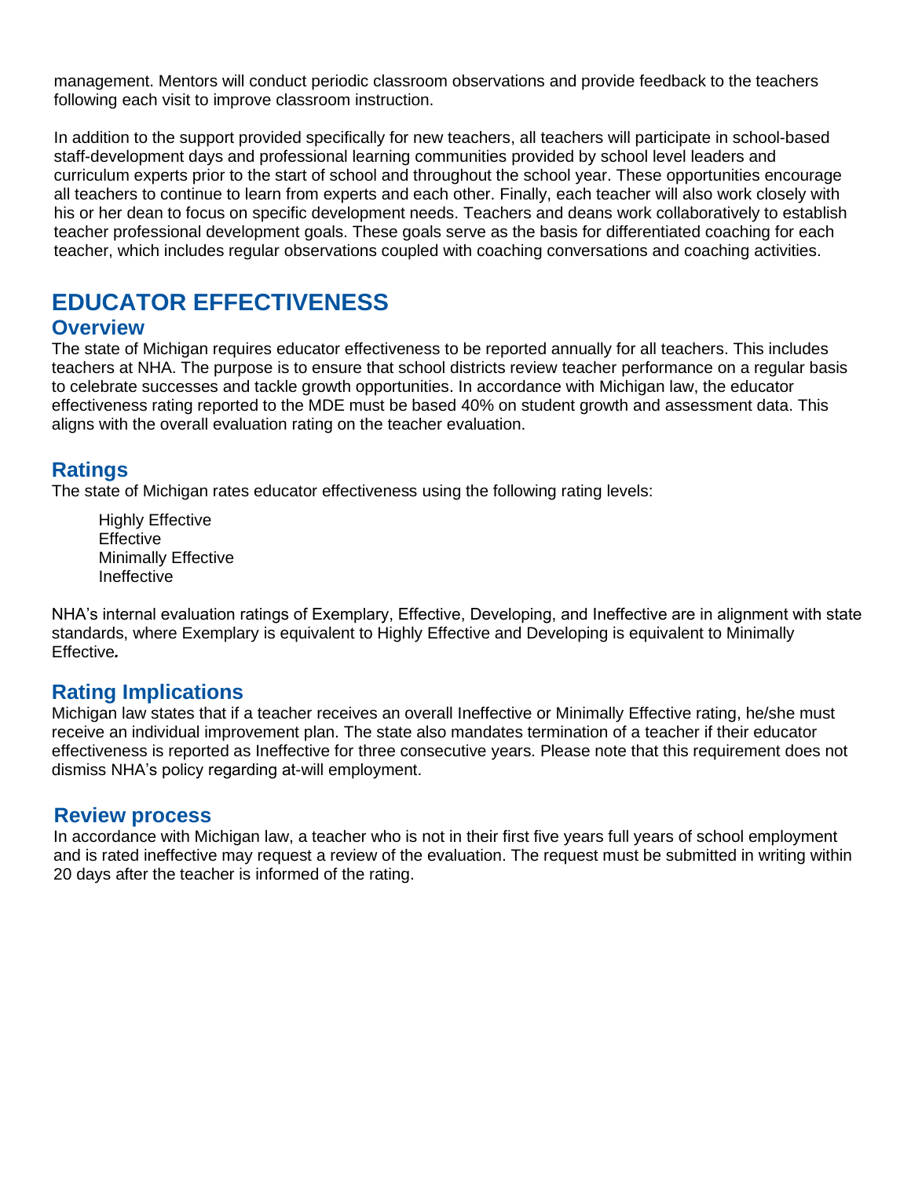management. Mentors will conduct periodic classroom observations and provide feedback to the teachers following each visit to improve classroom instruction.

In addition to the support provided specifically for new teachers, all teachers will participate in school-based staff-development days and professional learning communities provided by school level leaders and curriculum experts prior to the start of school and throughout the school year. These opportunities encourage all teachers to continue to learn from experts and each other. Finally, each teacher will also work closely with his or her dean to focus on specific development needs. Teachers and deans work collaboratively to establish teacher professional development goals. These goals serve as the basis for differentiated coaching for each teacher, which includes regular observations coupled with coaching conversations and coaching activities.

# EDUCATOR EFFECTIVENESS

## Overview

The state of Michigan requires educator effectiveness to be reported annually for all teachers. This includes teachers at NHA. The purpose is to ensure that school districts review teacher performance on a regular basis to celebrate successes and tackle growth opportunities. In accordance with Michigan law, the educator effectiveness rating reported to the MDE must be based 40% on student growth and assessment data. This aligns with the overall evaluation rating on the teacher evaluation.

## Ratings

The state of Michigan rates educator effectiveness using the following rating levels:

Highly Effective
Effective
Minimally Effective
Ineffective

NHA's internal evaluation ratings of Exemplary, Effective, Developing, and Ineffective are in alignment with state standards, where Exemplary is equivalent to Highly Effective and Developing is equivalent to Minimally Effective.

## Rating Implications

Michigan law states that if a teacher receives an overall Ineffective or Minimally Effective rating, he/she must receive an individual improvement plan. The state also mandates termination of a teacher if their educator effectiveness is reported as Ineffective for three consecutive years. Please note that this requirement does not dismiss NHA's policy regarding at-will employment.

## Review process

In accordance with Michigan law, a teacher who is not in their first five years full years of school employment and is rated ineffective may request a review of the evaluation. The request must be submitted in writing within 20 days after the teacher is informed of the rating.